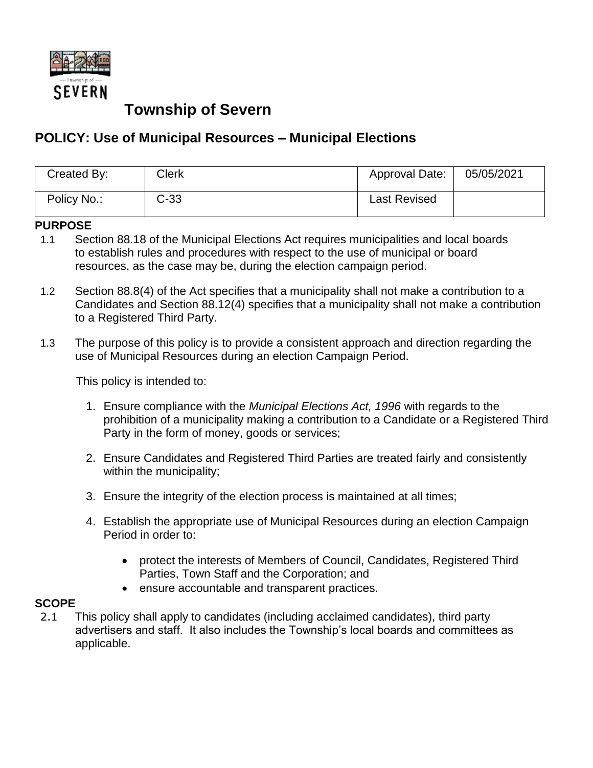# Township of Severn

## POLICY: Use of Municipal Resources – Municipal Elections

| Created By: | Clerk | Approval Date: | 05/05/2021 |
|---|---|---|---|
| Policy No.: | C-33 | Last Revised | |

**PURPOSE**

1.1 Section 88.18 of the Municipal Elections Act requires municipalities and local boards to establish rules and procedures with respect to the use of municipal or board resources, as the case may be, during the election campaign period.

1.2 Section 88.8(4) of the Act specifies that a municipality shall not make a contribution to a Candidates and Section 88.12(4) specifies that a municipality shall not make a contribution to a Registered Third Party.

1.3 The purpose of this policy is to provide a consistent approach and direction regarding the use of Municipal Resources during an election Campaign Period.

This policy is intended to:

1. Ensure compliance with the *Municipal Elections Act, 1996* with regards to the prohibition of a municipality making a contribution to a Candidate or a Registered Third Party in the form of money, goods or services;
2. Ensure Candidates and Registered Third Parties are treated fairly and consistently within the municipality;
3. Ensure the integrity of the election process is maintained at all times;
4. Establish the appropriate use of Municipal Resources during an election Campaign Period in order to:
    - protect the interests of Members of Council, Candidates, Registered Third Parties, Town Staff and the Corporation; and
    - ensure accountable and transparent practices.

**SCOPE**

2.1 This policy shall apply to candidates (including acclaimed candidates), third party advertisers and staff. It also includes the Township's local boards and committees as applicable.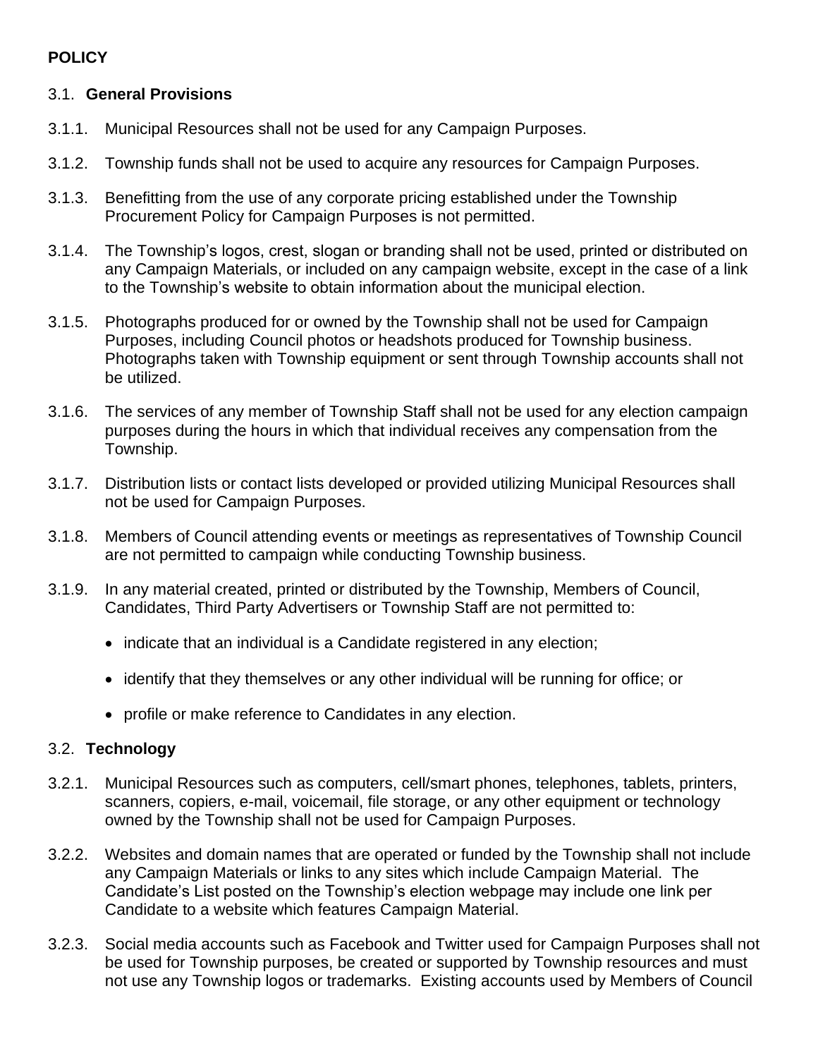**POLICY**

3.1. **General Provisions**

3.1.1. Municipal Resources shall not be used for any Campaign Purposes.

3.1.2. Township funds shall not be used to acquire any resources for Campaign Purposes.

3.1.3. Benefitting from the use of any corporate pricing established under the Township Procurement Policy for Campaign Purposes is not permitted.

3.1.4. The Township's logos, crest, slogan or branding shall not be used, printed or distributed on any Campaign Materials, or included on any campaign website, except in the case of a link to the Township's website to obtain information about the municipal election.

3.1.5. Photographs produced for or owned by the Township shall not be used for Campaign Purposes, including Council photos or headshots produced for Township business. Photographs taken with Township equipment or sent through Township accounts shall not be utilized.

3.1.6. The services of any member of Township Staff shall not be used for any election campaign purposes during the hours in which that individual receives any compensation from the Township.

3.1.7. Distribution lists or contact lists developed or provided utilizing Municipal Resources shall not be used for Campaign Purposes.

3.1.8. Members of Council attending events or meetings as representatives of Township Council are not permitted to campaign while conducting Township business.

3.1.9. In any material created, printed or distributed by the Township, Members of Council, Candidates, Third Party Advertisers or Township Staff are not permitted to:

- indicate that an individual is a Candidate registered in any election;
- identify that they themselves or any other individual will be running for office; or
- profile or make reference to Candidates in any election.

3.2. **Technology**

3.2.1. Municipal Resources such as computers, cell/smart phones, telephones, tablets, printers, scanners, copiers, e-mail, voicemail, file storage, or any other equipment or technology owned by the Township shall not be used for Campaign Purposes.

3.2.2. Websites and domain names that are operated or funded by the Township shall not include any Campaign Materials or links to any sites which include Campaign Material. The Candidate's List posted on the Township's election webpage may include one link per Candidate to a website which features Campaign Material.

3.2.3. Social media accounts such as Facebook and Twitter used for Campaign Purposes shall not be used for Township purposes, be created or supported by Township resources and must not use any Township logos or trademarks. Existing accounts used by Members of Council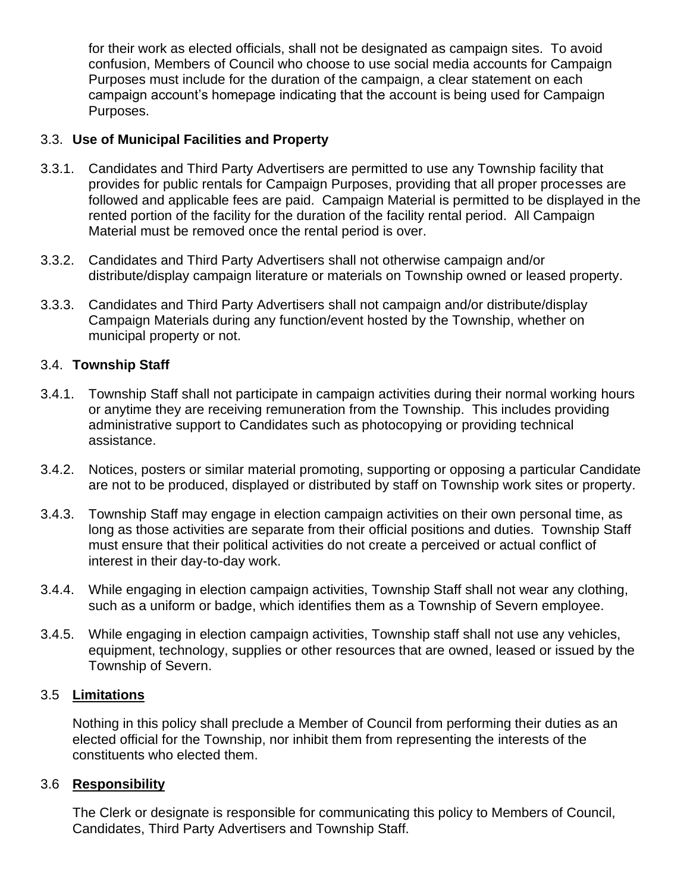for their work as elected officials, shall not be designated as campaign sites. To avoid confusion, Members of Council who choose to use social media accounts for Campaign Purposes must include for the duration of the campaign, a clear statement on each campaign account's homepage indicating that the account is being used for Campaign Purposes.

### 3.3. **Use of Municipal Facilities and Property**

3.3.1. Candidates and Third Party Advertisers are permitted to use any Township facility that provides for public rentals for Campaign Purposes, providing that all proper processes are followed and applicable fees are paid. Campaign Material is permitted to be displayed in the rented portion of the facility for the duration of the facility rental period. All Campaign Material must be removed once the rental period is over.

3.3.2. Candidates and Third Party Advertisers shall not otherwise campaign and/or distribute/display campaign literature or materials on Township owned or leased property.

3.3.3. Candidates and Third Party Advertisers shall not campaign and/or distribute/display Campaign Materials during any function/event hosted by the Township, whether on municipal property or not.

### 3.4. **Township Staff**

3.4.1. Township Staff shall not participate in campaign activities during their normal working hours or anytime they are receiving remuneration from the Township. This includes providing administrative support to Candidates such as photocopying or providing technical assistance.

3.4.2. Notices, posters or similar material promoting, supporting or opposing a particular Candidate are not to be produced, displayed or distributed by staff on Township work sites or property.

3.4.3. Township Staff may engage in election campaign activities on their own personal time, as long as those activities are separate from their official positions and duties. Township Staff must ensure that their political activities do not create a perceived or actual conflict of interest in their day-to-day work.

3.4.4. While engaging in election campaign activities, Township Staff shall not wear any clothing, such as a uniform or badge, which identifies them as a Township of Severn employee.

3.4.5. While engaging in election campaign activities, Township staff shall not use any vehicles, equipment, technology, supplies or other resources that are owned, leased or issued by the Township of Severn.

### 3.5 **Limitations**

Nothing in this policy shall preclude a Member of Council from performing their duties as an elected official for the Township, nor inhibit them from representing the interests of the constituents who elected them.

### 3.6 **Responsibility**

The Clerk or designate is responsible for communicating this policy to Members of Council, Candidates, Third Party Advertisers and Township Staff.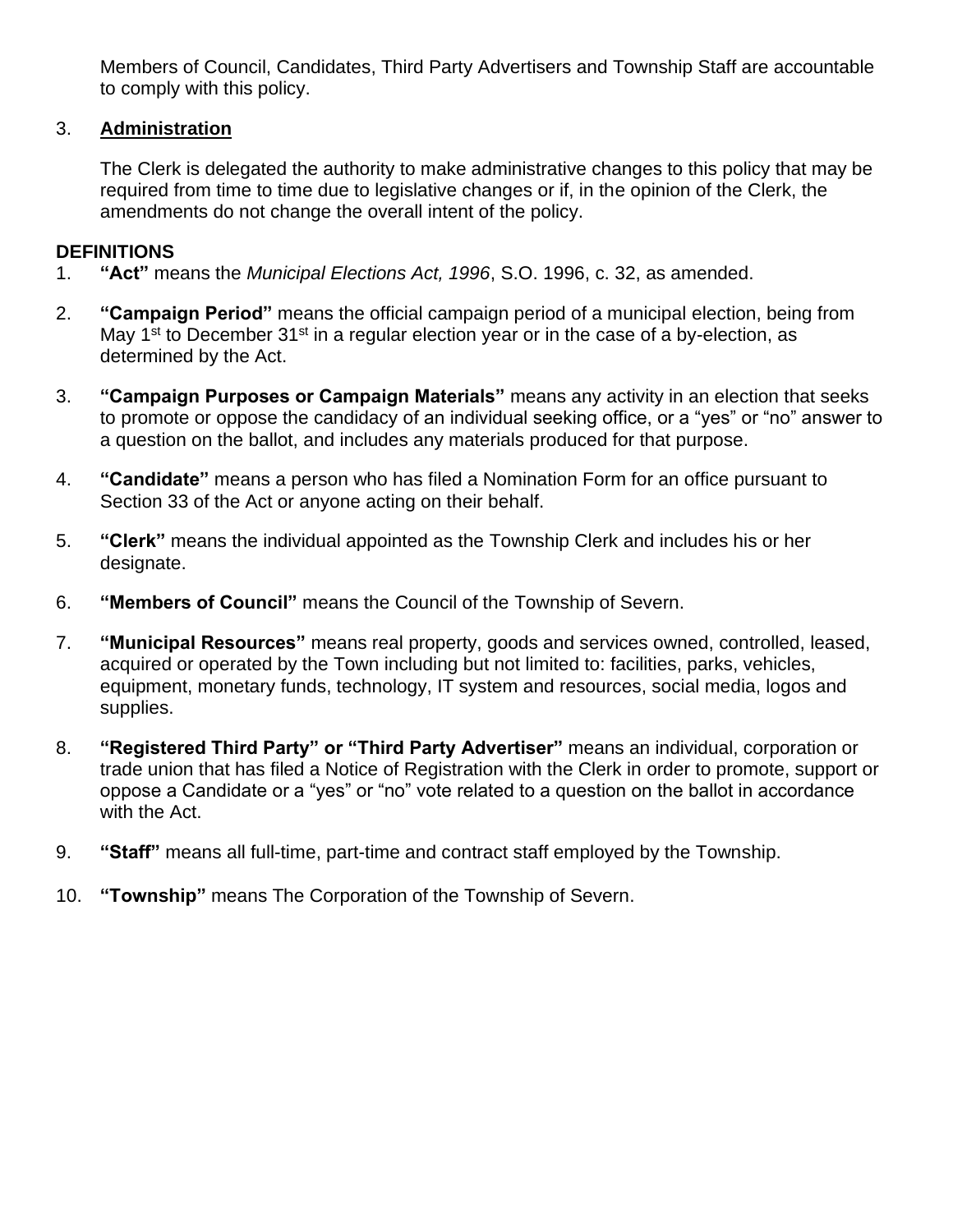Members of Council, Candidates, Third Party Advertisers and Township Staff are accountable to comply with this policy.

3. **Administration**

The Clerk is delegated the authority to make administrative changes to this policy that may be required from time to time due to legislative changes or if, in the opinion of the Clerk, the amendments do not change the overall intent of the policy.

**DEFINITIONS**

1. **"Act"** means the *Municipal Elections Act, 1996*, S.O. 1996, c. 32, as amended.
2. **"Campaign Period"** means the official campaign period of a municipal election, being from May 1st to December 31st in a regular election year or in the case of a by-election, as determined by the Act.
3. **"Campaign Purposes or Campaign Materials"** means any activity in an election that seeks to promote or oppose the candidacy of an individual seeking office, or a "yes" or "no" answer to a question on the ballot, and includes any materials produced for that purpose.
4. **"Candidate"** means a person who has filed a Nomination Form for an office pursuant to Section 33 of the Act or anyone acting on their behalf.
5. **"Clerk"** means the individual appointed as the Township Clerk and includes his or her designate.
6. **"Members of Council"** means the Council of the Township of Severn.
7. **"Municipal Resources"** means real property, goods and services owned, controlled, leased, acquired or operated by the Town including but not limited to: facilities, parks, vehicles, equipment, monetary funds, technology, IT system and resources, social media, logos and supplies.
8. **"Registered Third Party" or "Third Party Advertiser"** means an individual, corporation or trade union that has filed a Notice of Registration with the Clerk in order to promote, support or oppose a Candidate or a "yes" or "no" vote related to a question on the ballot in accordance with the Act.
9. **"Staff"** means all full-time, part-time and contract staff employed by the Township.
10. **"Township"** means The Corporation of the Township of Severn.